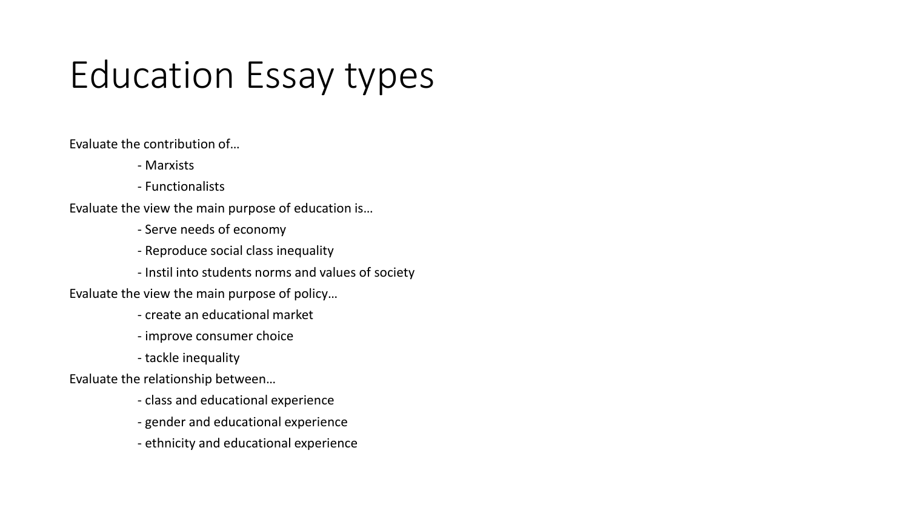# Education Essay types

Evaluate the contribution of…

- Marxists
- Functionalists

Evaluate the view the main purpose of education is…

- Serve needs of economy
- Reproduce social class inequality
- Instil into students norms and values of society

Evaluate the view the main purpose of policy…

- create an educational market
- improve consumer choice
- tackle inequality

Evaluate the relationship between…

- class and educational experience
- gender and educational experience
- ethnicity and educational experience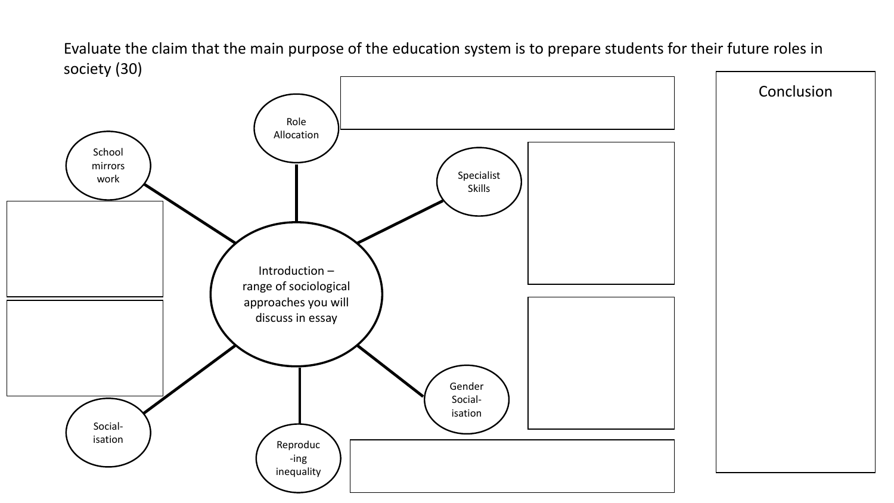Evaluate the claim that the main purpose of the education system is to prepare students for their future roles in society (30)

Introduction – range of sociological approaches you will discuss in essay

Role Allocation

Specialist Skills

Gender Social-isation

Reproduc-ing inequality

Social-isation

School mirrors work

Conclusion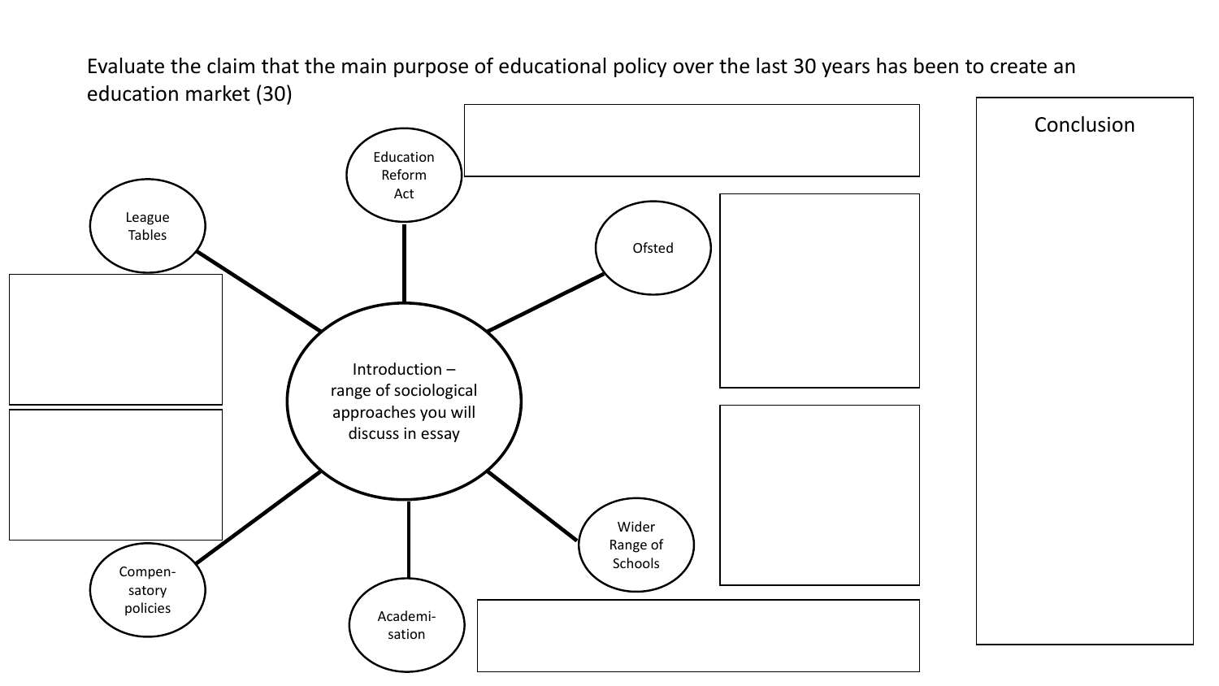Evaluate the claim that the main purpose of educational policy over the last 30 years has been to create an education market (30)

Introduction – range of sociological approaches you will discuss in essay

- Education Reform Act
- Ofsted
- Wider Range of Schools
- Academisation
- Compensatory policies
- League Tables

Conclusion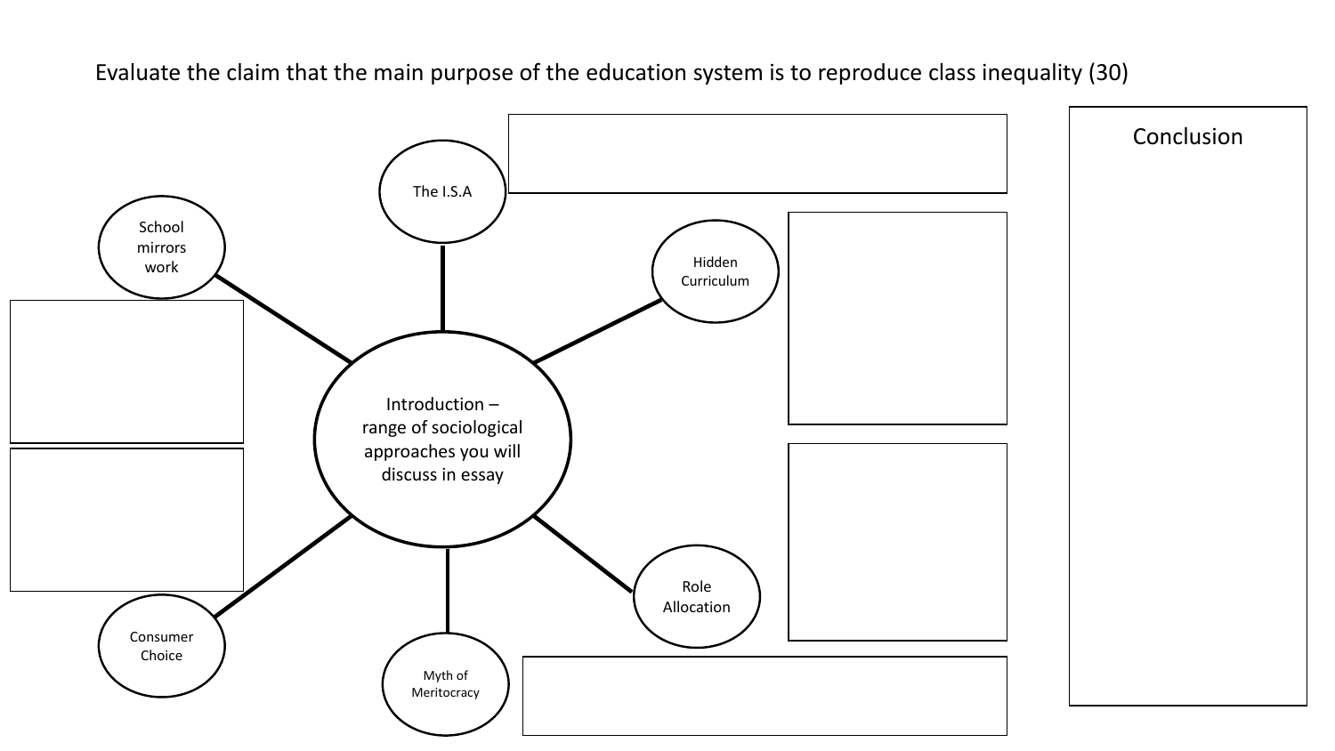Evaluate the claim that the main purpose of the education system is to reproduce class inequality (30)

Introduction – range of sociological approaches you will discuss in essay

- The I.S.A
- Hidden Curriculum
- Role Allocation
- Myth of Meritocracy
- Consumer Choice
- School mirrors work

Conclusion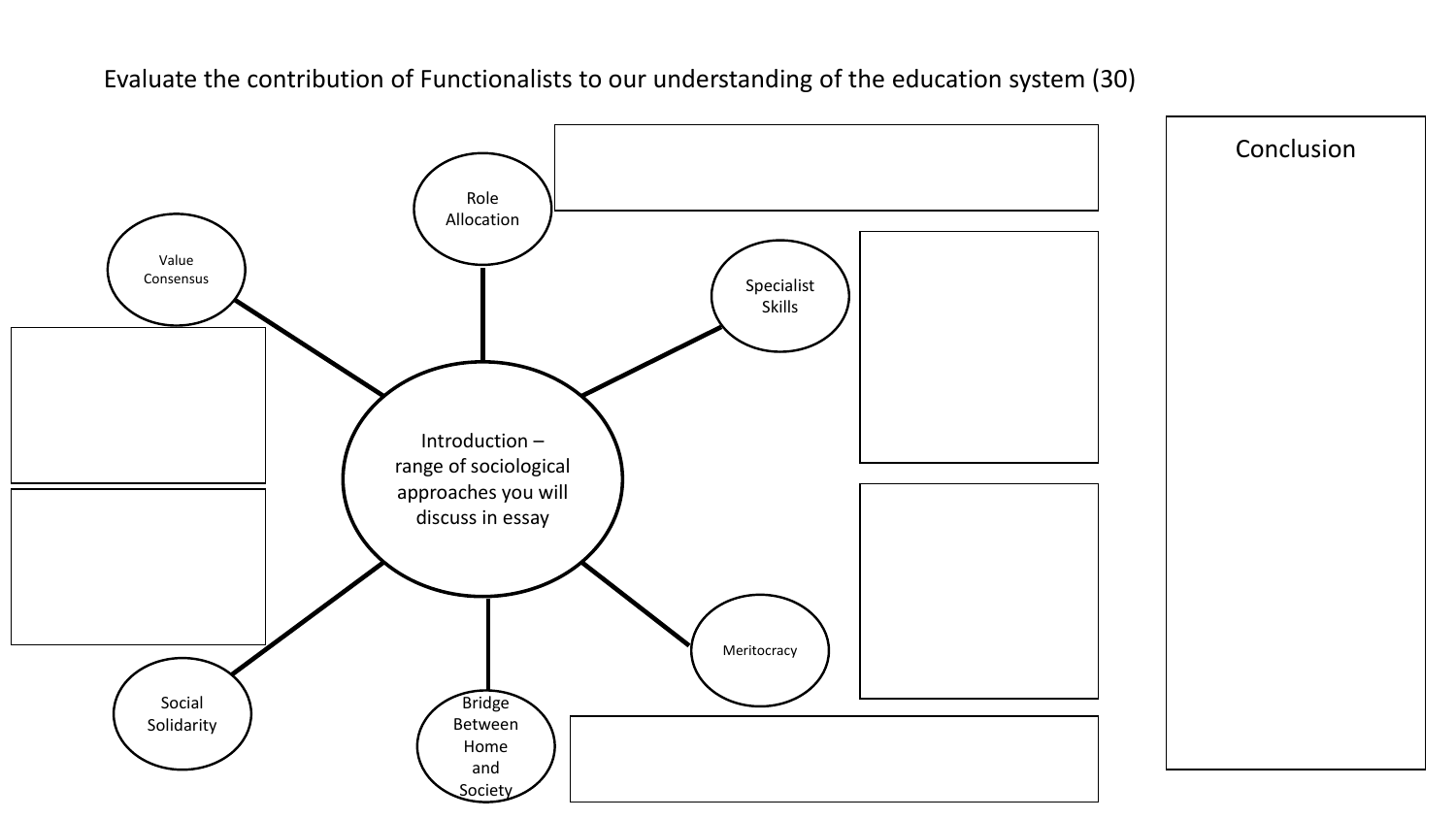Evaluate the contribution of Functionalists to our understanding of the education system (30)

Introduction – range of sociological approaches you will discuss in essay

- Role Allocation
- Value Consensus
- Specialist Skills
- Social Solidarity
- Bridge Between Home and Society
- Meritocracy

Conclusion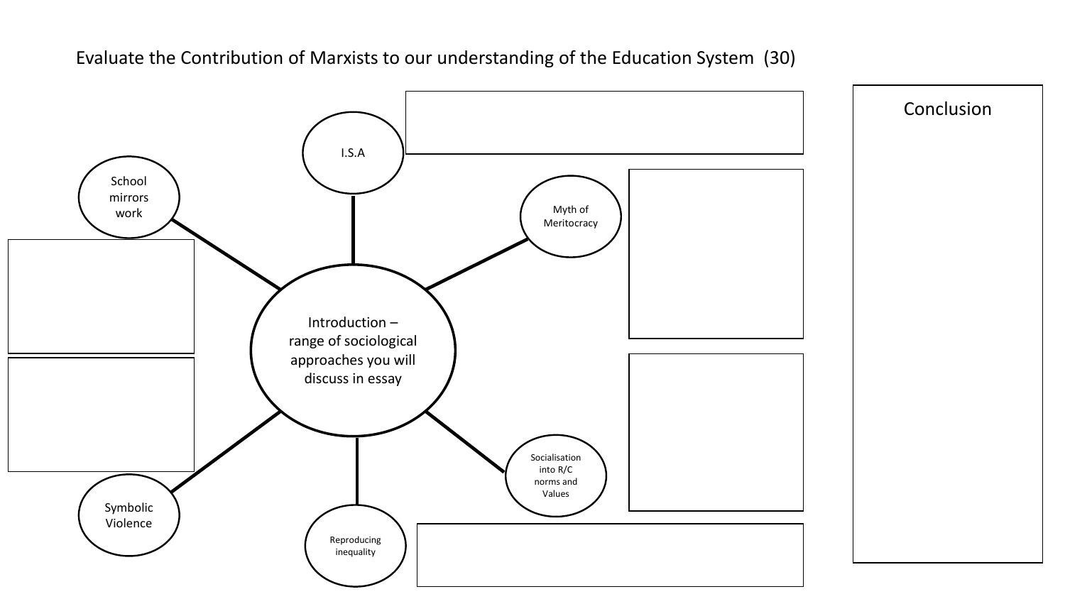# Evaluate the Contribution of Marxists to our understanding of the Education System (30)

Introduction – range of sociological approaches you will discuss in essay

- I.S.A
- Myth of Meritocracy
- Socialisation into R/C norms and Values
- Reproducing inequality
- Symbolic Violence
- School mirrors work

Conclusion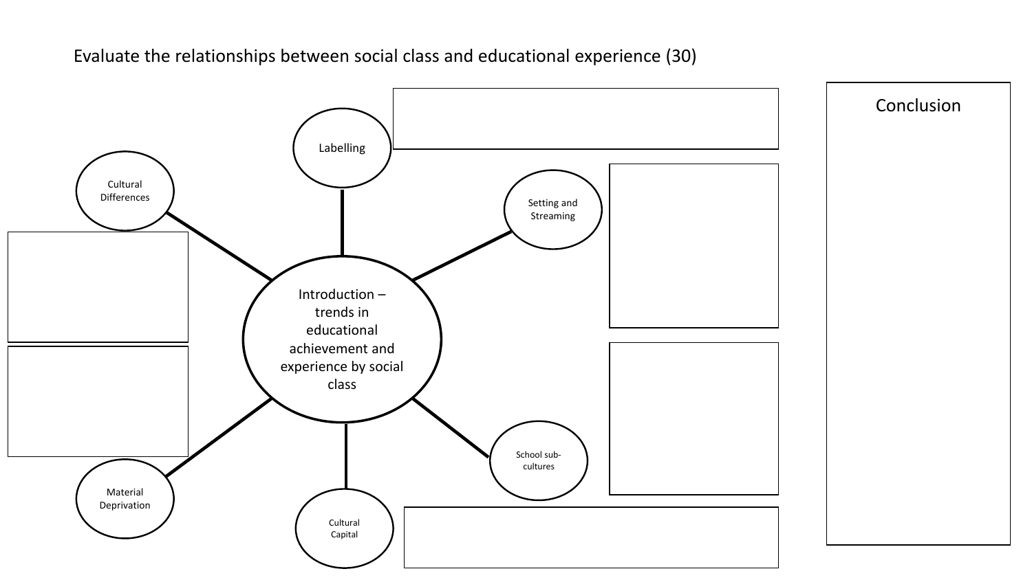Evaluate the relationships between social class and educational experience (30)

Introduction – trends in educational achievement and experience by social class

- Labelling
- Setting and Streaming
- School sub-cultures
- Cultural Capital
- Material Deprivation
- Cultural Differences

Conclusion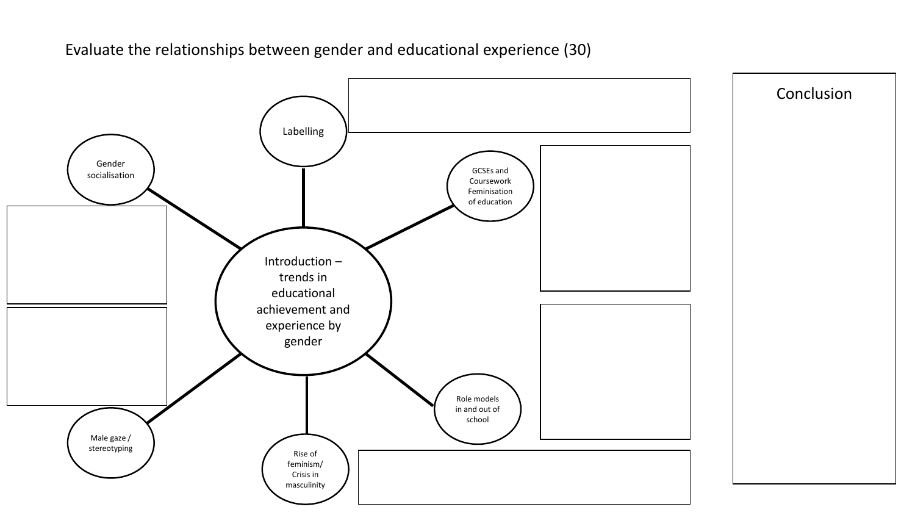Evaluate the relationships between gender and educational experience (30)

Introduction – trends in educational achievement and experience by gender

- Labelling
- GCSEs and Coursework Feminisation of education
- Role models in and out of school
- Rise of feminism/ Crisis in masculinity
- Male gaze / stereotyping
- Gender socialisation

Conclusion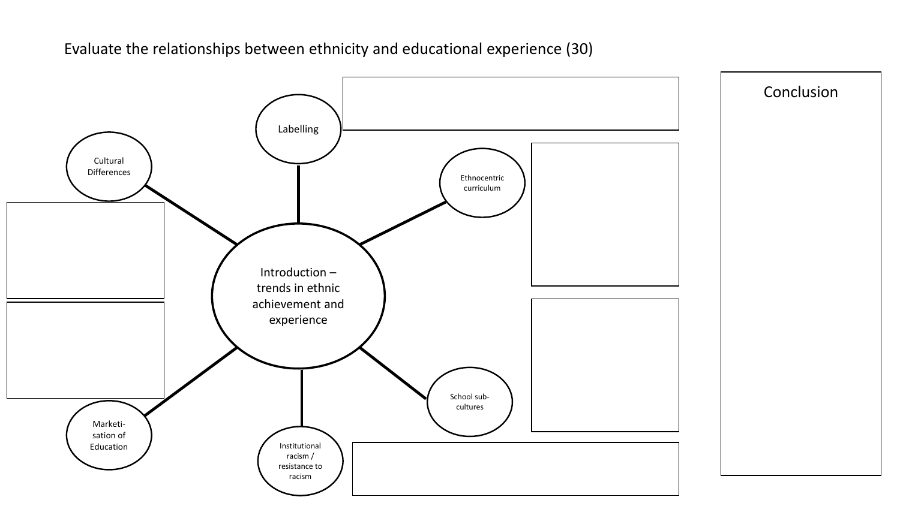Evaluate the relationships between ethnicity and educational experience (30)

Introduction – trends in ethnic achievement and experience

Labelling

Ethnocentric curriculum

School sub-cultures

Institutional racism / resistance to racism

Marketi-sation of Education

Cultural Differences

Conclusion